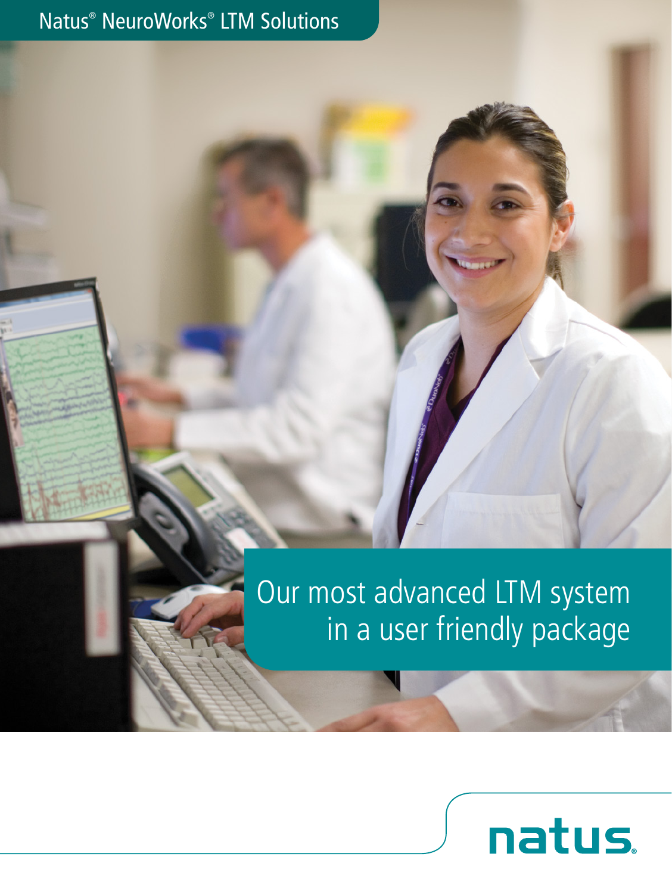Natus® NeuroWorks® LTM Solutions

# Our most advanced LTM system in a user friendly package

natus.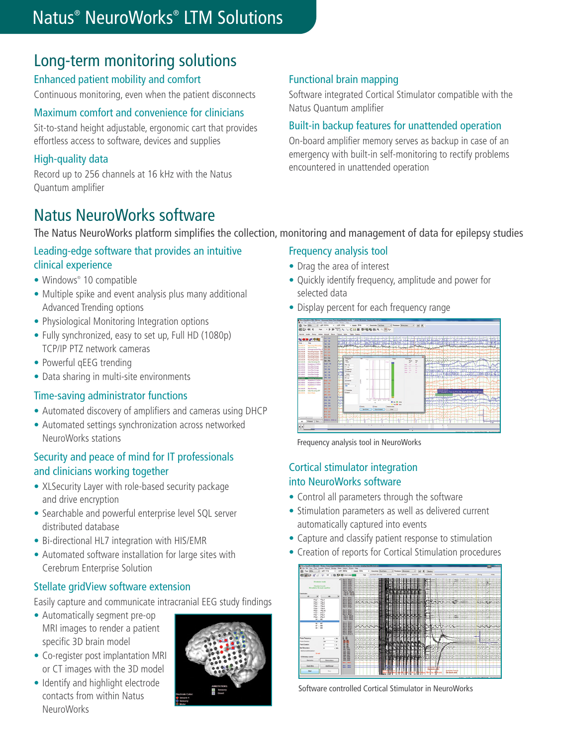# Natus® NeuroWorks® LTM Solutions

## Long-term monitoring solutions

### Enhanced patient mobility and comfort

Continuous monitoring, even when the patient disconnects

### Maximum comfort and convenience for clinicians

Sit-to-stand height adjustable, ergonomic cart that provides effortless access to software, devices and supplies

### High-quality data

Record up to 256 channels at 16 kHz with the Natus Quantum amplifier

### Functional brain mapping

Software integrated Cortical Stimulator compatible with the Natus Quantum amplifier

### Built-in backup features for unattended operation

On-board amplifier memory serves as backup in case of an emergency with built-in self-monitoring to rectify problems encountered in unattended operation

## Natus NeuroWorks software

The Natus NeuroWorks platform simplifies the collection, monitoring and management of data for epilepsy studies

### Leading-edge software that provides an intuitive clinical experience

- Windows® 10 compatible
- Multiple spike and event analysis plus many additional Advanced Trending options
- Physiological Monitoring Integration options
- Fully synchronized, easy to set up, Full HD (1080p) TCP/IP PTZ network cameras
- Powerful qEEG trending
- Data sharing in multi-site environments

### Time-saving administrator functions

- Automated discovery of amplifiers and cameras using DHCP
- Automated settings synchronization across networked NeuroWorks stations

### Security and peace of mind for IT professionals and clinicians working together

- XLSecurity Layer with role-based security package and drive encryption
- Searchable and powerful enterprise level SQL server distributed database
- Bi-directional HL7 integration with HIS/EMR
- Automated software installation for large sites with Cerebrum Enterprise Solution

### Stellate gridView software extension

Easily capture and communicate intracranial EEG study findings

- Automatically segment pre-op MRI images to render a patient specific 3D brain model
- Co-register post implantation MRI or CT images with the 3D model
- Identify and highlight electrode contacts from within Natus NeuroWorks

### Frequency analysis tool

- Drag the area of interest
- Quickly identify frequency, amplitude and power for selected data
- Display percent for each frequency range

Frequency analysis tool in NeuroWorks

### Cortical stimulator integration into NeuroWorks software

- Control all parameters through the software
- Stimulation parameters as well as delivered current automatically captured into events
- Capture and classify patient response to stimulation
- Creation of reports for Cortical Stimulation procedures

Software controlled Cortical Stimulator in NeuroWorks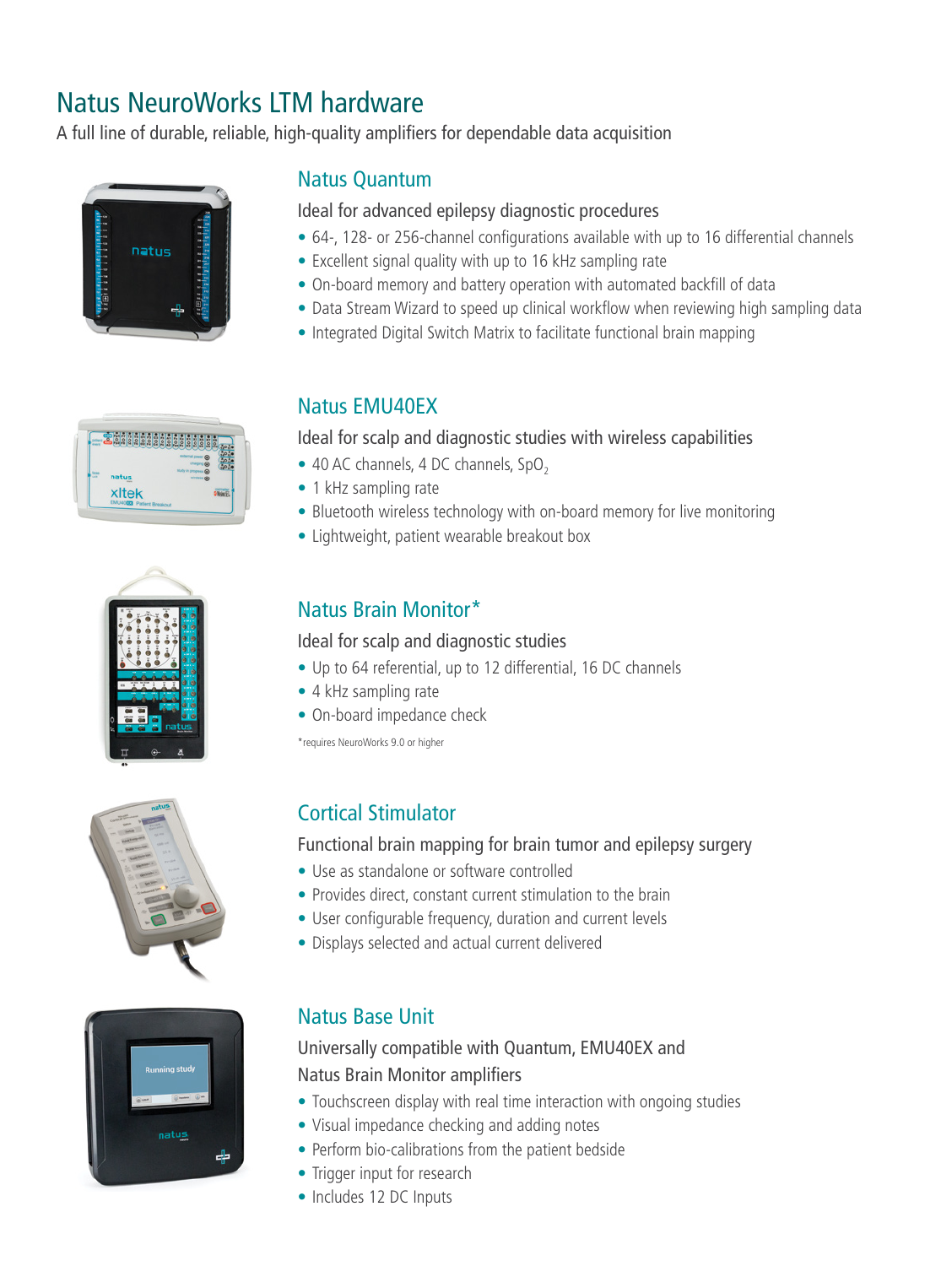# Natus NeuroWorks LTM hardware

A full line of durable, reliable, high-quality amplifiers for dependable data acquisition

## Natus Quantum

### Ideal for advanced epilepsy diagnostic procedures

- 64-, 128- or 256-channel configurations available with up to 16 differential channels
- Excellent signal quality with up to 16 kHz sampling rate
- On-board memory and battery operation with automated backfill of data
- Data Stream Wizard to speed up clinical workflow when reviewing high sampling data
- Integrated Digital Switch Matrix to facilitate functional brain mapping

## Natus EMU40EX

### Ideal for scalp and diagnostic studies with wireless capabilities

- 40 AC channels, 4 DC channels, $SpO_2$
- 1 kHz sampling rate
- Bluetooth wireless technology with on-board memory for live monitoring
- Lightweight, patient wearable breakout box

## Natus Brain Monitor*

### Ideal for scalp and diagnostic studies

- Up to 64 referential, up to 12 differential, 16 DC channels
- 4 kHz sampling rate
- On-board impedance check

*requires NeuroWorks 9.0 or higher

## Cortical Stimulator

### Functional brain mapping for brain tumor and epilepsy surgery

- Use as standalone or software controlled
- Provides direct, constant current stimulation to the brain
- User configurable frequency, duration and current levels
- Displays selected and actual current delivered

## Natus Base Unit

### Universally compatible with Quantum, EMU40EX and Natus Brain Monitor amplifiers

- Touchscreen display with real time interaction with ongoing studies
- Visual impedance checking and adding notes
- Perform bio-calibrations from the patient bedside
- Trigger input for research
- Includes 12 DC Inputs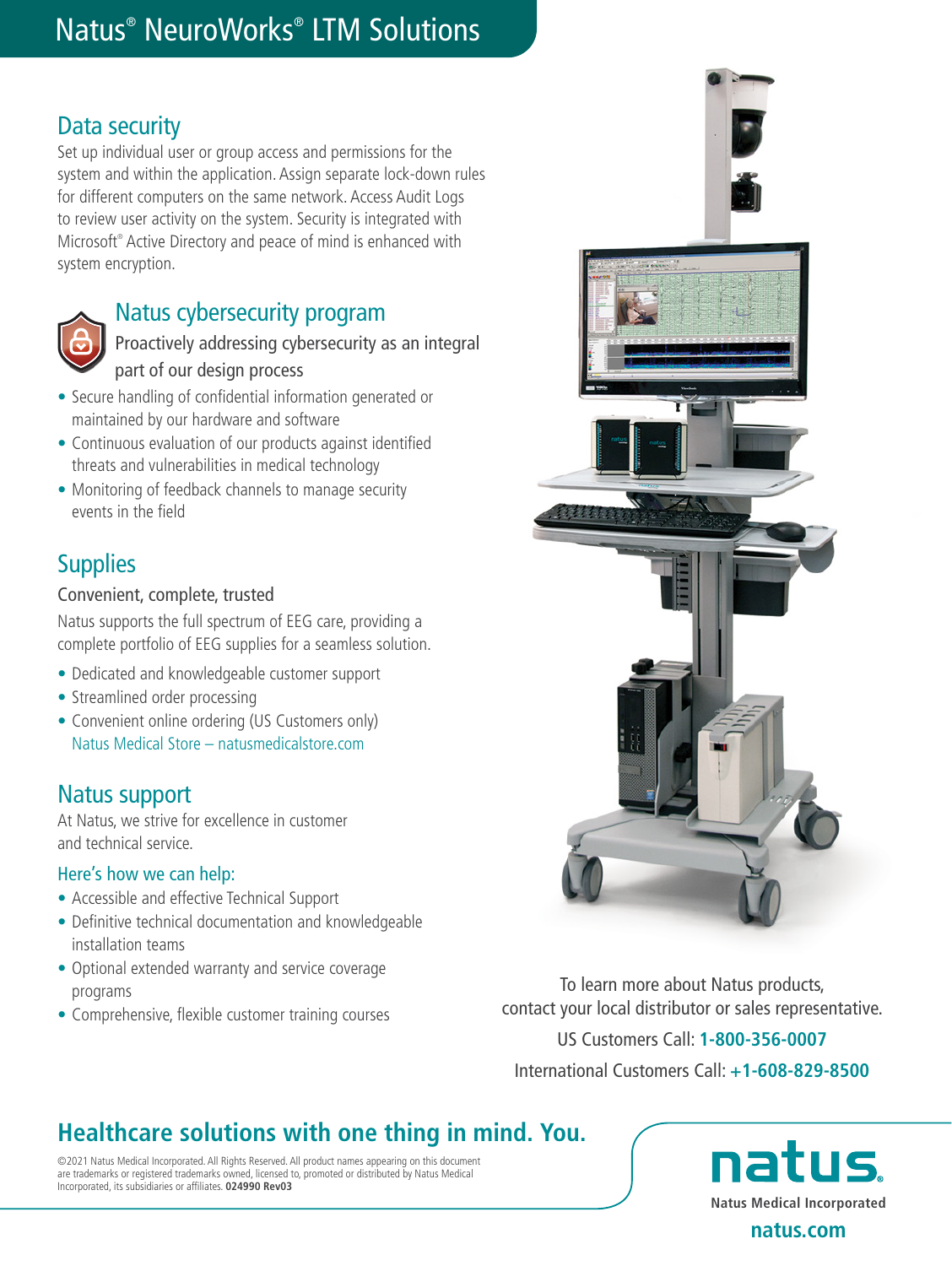# Natus® NeuroWorks® LTM Solutions

## Data security

Set up individual user or group access and permissions for the system and within the application. Assign separate lock-down rules for different computers on the same network. Access Audit Logs to review user activity on the system. Security is integrated with Microsoft® Active Directory and peace of mind is enhanced with system encryption.

## Natus cybersecurity program

Proactively addressing cybersecurity as an integral part of our design process

- Secure handling of confidential information generated or maintained by our hardware and software
- Continuous evaluation of our products against identified threats and vulnerabilities in medical technology
- Monitoring of feedback channels to manage security events in the field

## Supplies

Convenient, complete, trusted

Natus supports the full spectrum of EEG care, providing a complete portfolio of EEG supplies for a seamless solution.

- Dedicated and knowledgeable customer support
- Streamlined order processing
- Convenient online ordering (US Customers only)
  Natus Medical Store – natusmedicalstore.com

## Natus support

At Natus, we strive for excellence in customer and technical service.

### Here's how we can help:

- Accessible and effective Technical Support
- Definitive technical documentation and knowledgeable installation teams
- Optional extended warranty and service coverage programs
- Comprehensive, flexible customer training courses

To learn more about Natus products, contact your local distributor or sales representative.

US Customers Call: **1-800-356-0007**

International Customers Call: **+1-608-829-8500**

**Healthcare solutions with one thing in mind. You.**

©2021 Natus Medical Incorporated. All Rights Reserved. All product names appearing on this document are trademarks or registered trademarks owned, licensed to, promoted or distributed by Natus Medical Incorporated, its subsidiaries or affiliates. **024990 Rev03**

natus.

Natus Medical Incorporated

**natus.com**